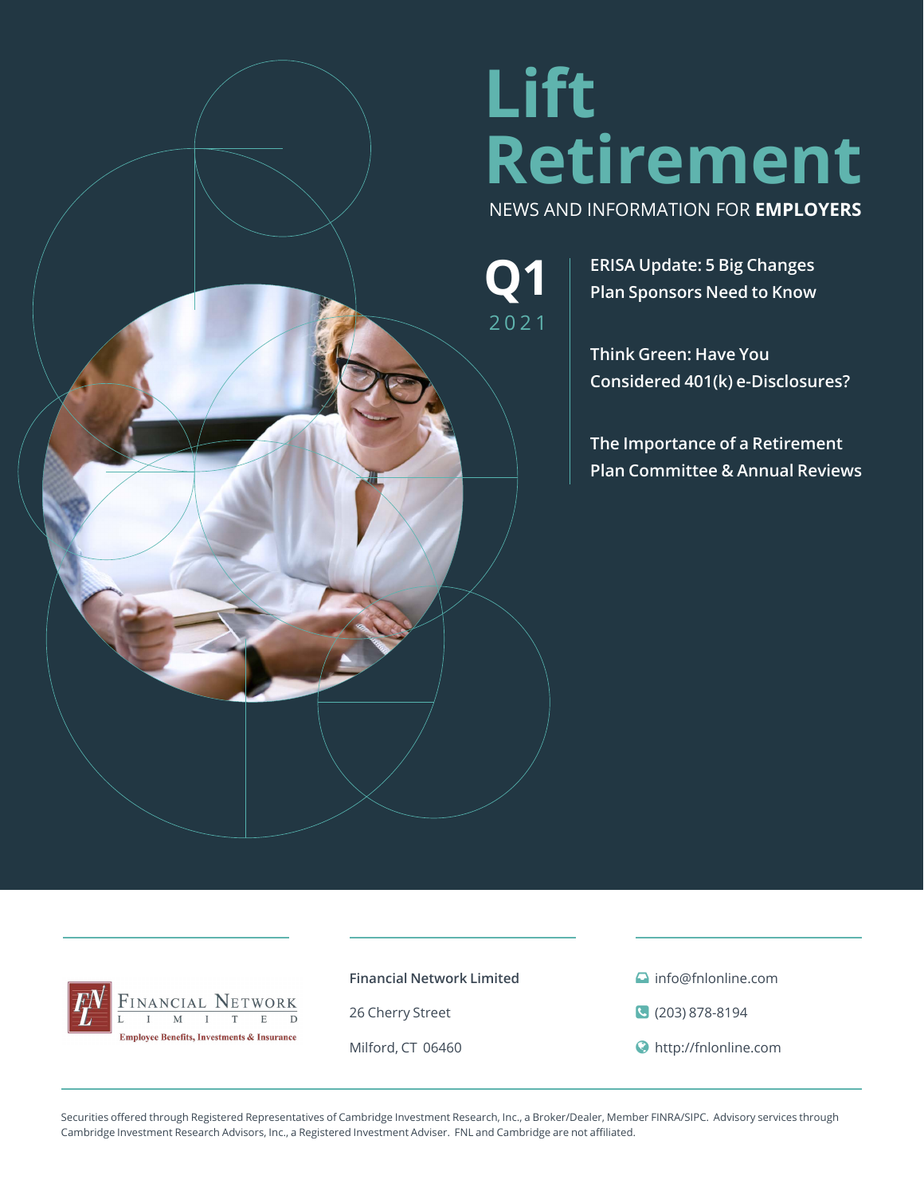# Lift Retirement

NEWS AND INFORMATION FOR **EMPLOYERS**

**Q1**
2021

**ERISA Update: 5 Big Changes Plan Sponsors Need to Know**

**Think Green: Have You Considered 401(k) e-Disclosures?**

**The Importance of a Retirement Plan Committee & Annual Reviews**

Financial Network Limited
Employee Benefits, Investments & Insurance

**Financial Network Limited**

26 Cherry Street

Milford, CT 06460

info@fnlonline.com

(203) 878-8194

http://fnlonline.com

Securities offered through Registered Representatives of Cambridge Investment Research, Inc., a Broker/Dealer, Member FINRA/SIPC. Advisory services through Cambridge Investment Research Advisors, Inc., a Registered Investment Adviser. FNL and Cambridge are not affiliated.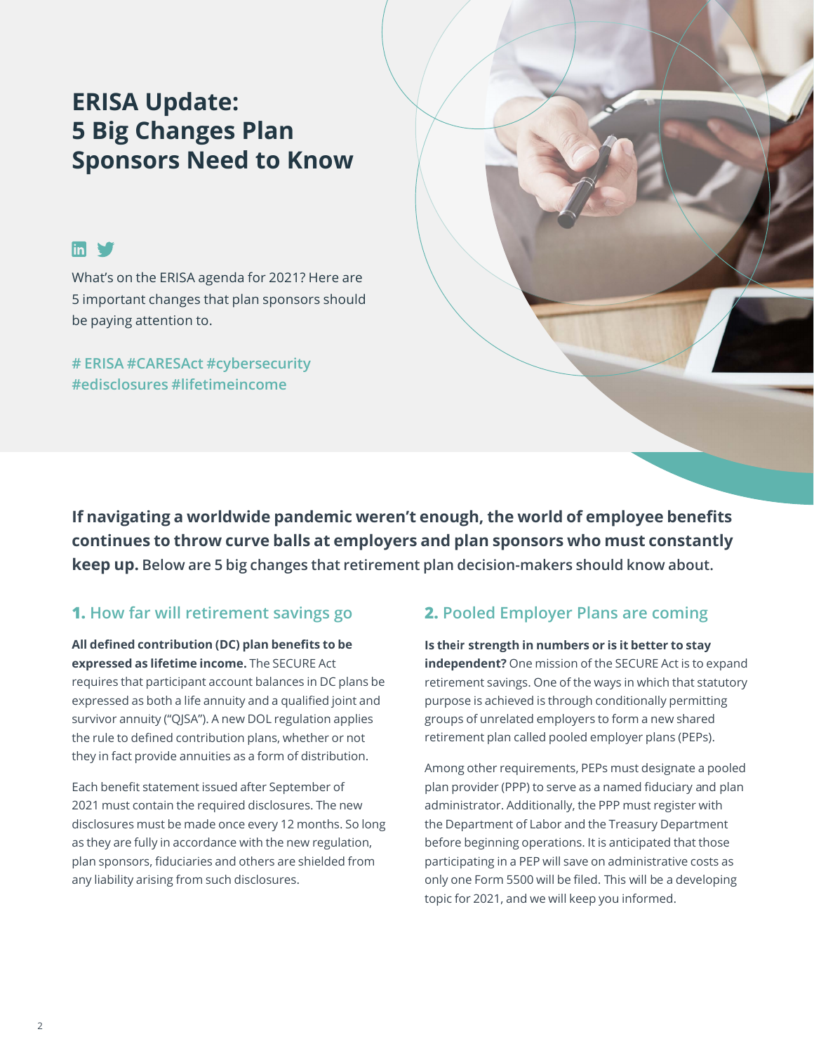# ERISA Update: 5 Big Changes Plan Sponsors Need to Know

What's on the ERISA agenda for 2021? Here are 5 important changes that plan sponsors should be paying attention to.

# ERISA #CARESAct #cybersecurity #edisclosures #lifetimeincome

**If navigating a worldwide pandemic weren't enough, the world of employee benefits continues to throw curve balls at employers and plan sponsors who must constantly keep up.** Below are 5 big changes that retirement plan decision-makers should know about.

## 1. How far will retirement savings go

**All defined contribution (DC) plan benefits to be expressed as lifetime income.** The SECURE Act requires that participant account balances in DC plans be expressed as both a life annuity and a qualified joint and survivor annuity ("QJSA"). A new DOL regulation applies the rule to defined contribution plans, whether or not they in fact provide annuities as a form of distribution.

Each benefit statement issued after September of 2021 must contain the required disclosures. The new disclosures must be made once every 12 months. So long as they are fully in accordance with the new regulation, plan sponsors, fiduciaries and others are shielded from any liability arising from such disclosures.

## 2. Pooled Employer Plans are coming

**Is their strength in numbers or is it better to stay independent?** One mission of the SECURE Act is to expand retirement savings. One of the ways in which that statutory purpose is achieved is through conditionally permitting groups of unrelated employers to form a new shared retirement plan called pooled employer plans (PEPs).

Among other requirements, PEPs must designate a pooled plan provider (PPP) to serve as a named fiduciary and plan administrator. Additionally, the PPP must register with the Department of Labor and the Treasury Department before beginning operations. It is anticipated that those participating in a PEP will save on administrative costs as only one Form 5500 will be filed. This will be a developing topic for 2021, and we will keep you informed.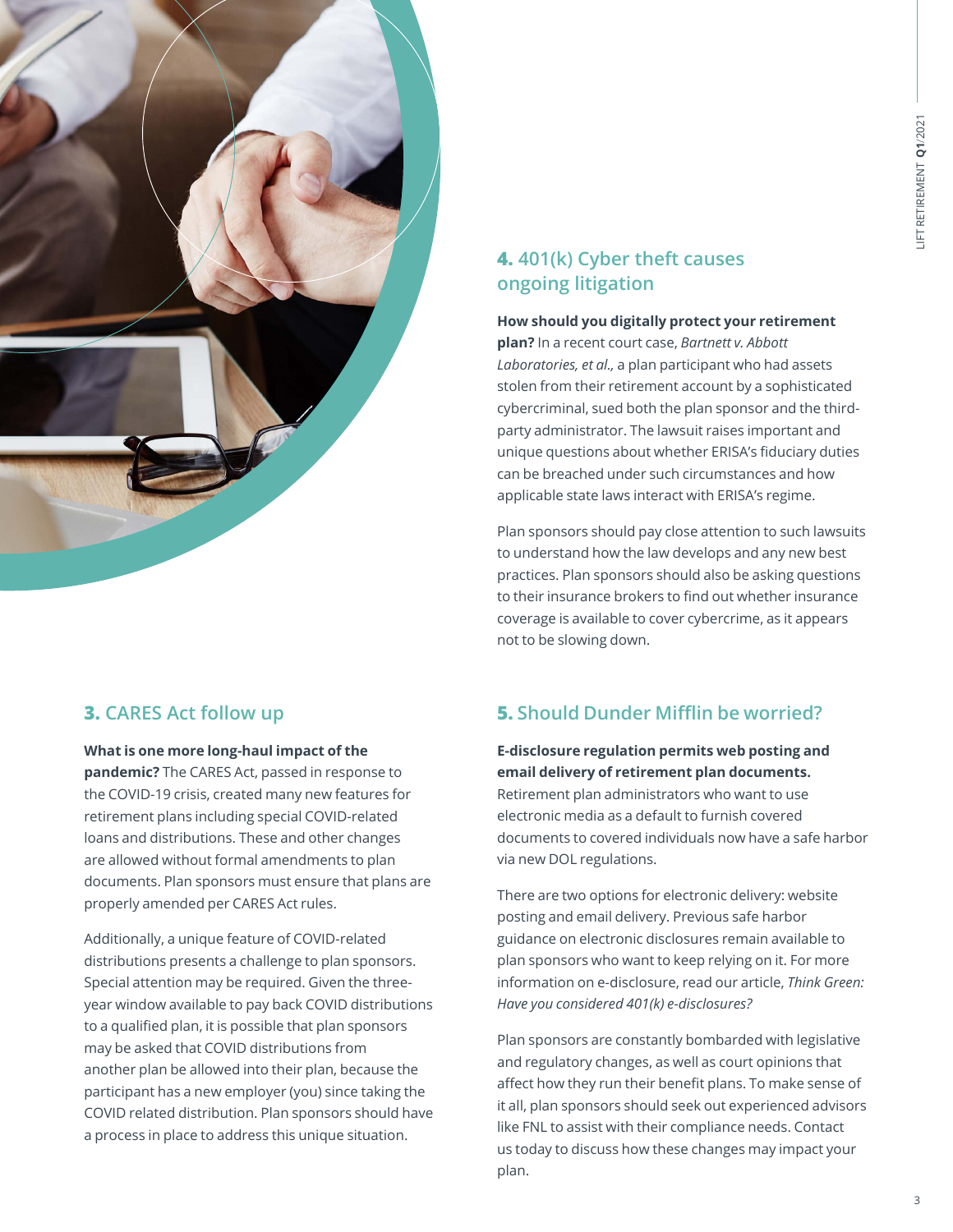## 4. 401(k) Cyber theft causes ongoing litigation

**How should you digitally protect your retirement plan?** In a recent court case, *Bartnett v. Abbott Laboratories, et al.,* a plan participant who had assets stolen from their retirement account by a sophisticated cybercriminal, sued both the plan sponsor and the third-party administrator. The lawsuit raises important and unique questions about whether ERISA's fiduciary duties can be breached under such circumstances and how applicable state laws interact with ERISA's regime.

Plan sponsors should pay close attention to such lawsuits to understand how the law develops and any new best practices. Plan sponsors should also be asking questions to their insurance brokers to find out whether insurance coverage is available to cover cybercrime, as it appears not to be slowing down.

## 3. CARES Act follow up

**What is one more long-haul impact of the pandemic?** The CARES Act, passed in response to the COVID-19 crisis, created many new features for retirement plans including special COVID-related loans and distributions. These and other changes are allowed without formal amendments to plan documents. Plan sponsors must ensure that plans are properly amended per CARES Act rules.

Additionally, a unique feature of COVID-related distributions presents a challenge to plan sponsors. Special attention may be required. Given the three-year window available to pay back COVID distributions to a qualified plan, it is possible that plan sponsors may be asked that COVID distributions from another plan be allowed into their plan, because the participant has a new employer (you) since taking the COVID related distribution. Plan sponsors should have a process in place to address this unique situation.

## 5. Should Dunder Mifflin be worried?

**E-disclosure regulation permits web posting and email delivery of retirement plan documents.** Retirement plan administrators who want to use electronic media as a default to furnish covered documents to covered individuals now have a safe harbor via new DOL regulations.

There are two options for electronic delivery: website posting and email delivery. Previous safe harbor guidance on electronic disclosures remain available to plan sponsors who want to keep relying on it. For more information on e-disclosure, read our article, *Think Green: Have you considered 401(k) e-disclosures?*

Plan sponsors are constantly bombarded with legislative and regulatory changes, as well as court opinions that affect how they run their benefit plans. To make sense of it all, plan sponsors should seek out experienced advisors like FNL to assist with their compliance needs. Contact us today to discuss how these changes may impact your plan.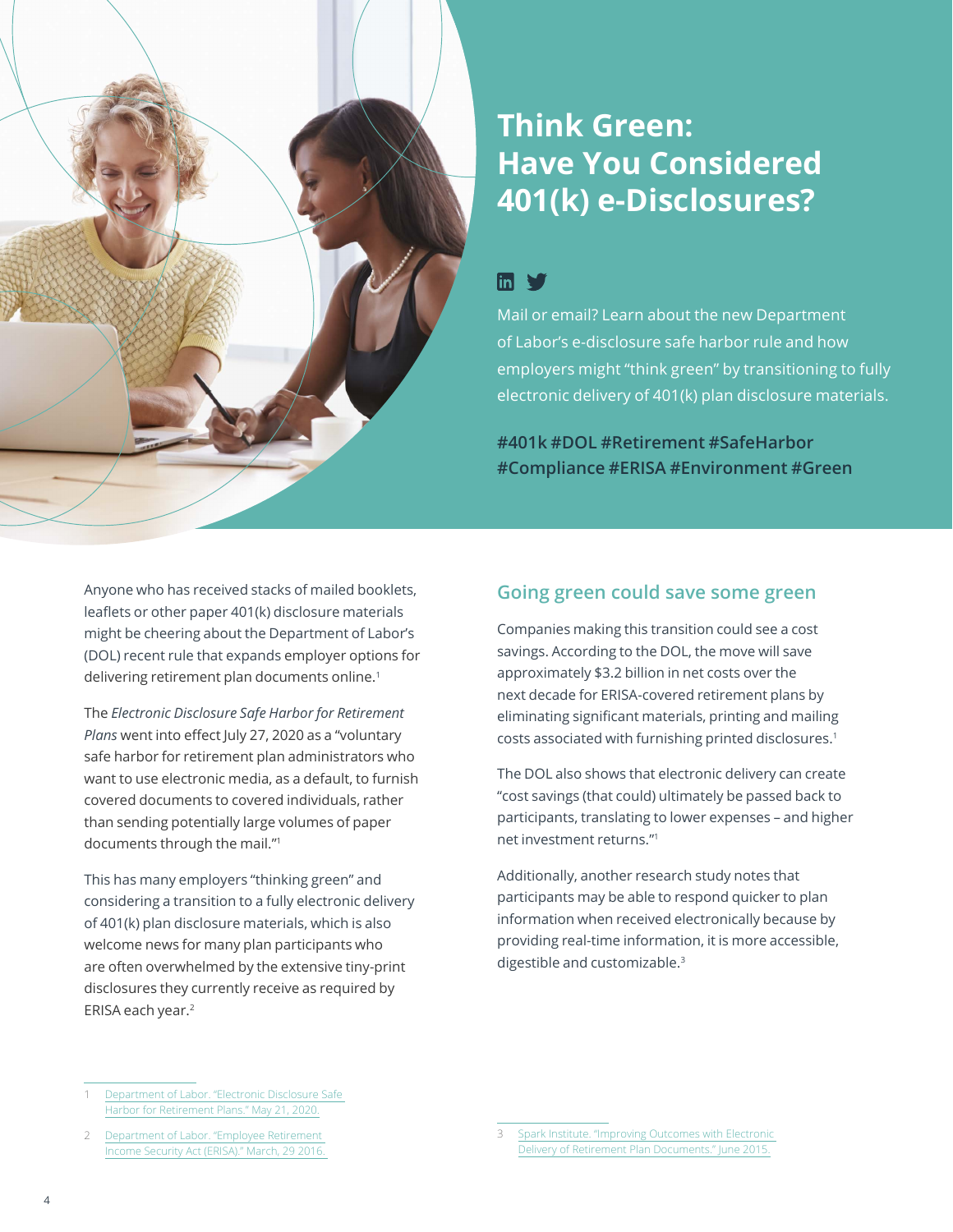# Think Green: Have You Considered 401(k) e-Disclosures?

Mail or email? Learn about the new Department of Labor's e-disclosure safe harbor rule and how employers might "think green" by transitioning to fully electronic delivery of 401(k) plan disclosure materials.

**#401k #DOL #Retirement #SafeHarbor #Compliance #ERISA #Environment #Green**

Anyone who has received stacks of mailed booklets, leaflets or other paper 401(k) disclosure materials might be cheering about the Department of Labor's (DOL) recent rule that expands employer options for delivering retirement plan documents online.[1]

The *Electronic Disclosure Safe Harbor for Retirement Plans* went into effect July 27, 2020 as a "voluntary safe harbor for retirement plan administrators who want to use electronic media, as a default, to furnish covered documents to covered individuals, rather than sending potentially large volumes of paper documents through the mail."[1]

This has many employers "thinking green" and considering a transition to a fully electronic delivery of 401(k) plan disclosure materials, which is also welcome news for many plan participants who are often overwhelmed by the extensive tiny-print disclosures they currently receive as required by ERISA each year.[2]

## Going green could save some green

Companies making this transition could see a cost savings. According to the DOL, the move will save approximately $3.2 billion in net costs over the next decade for ERISA-covered retirement plans by eliminating significant materials, printing and mailing costs associated with furnishing printed disclosures.[1]

The DOL also shows that electronic delivery can create "cost savings (that could) ultimately be passed back to participants, translating to lower expenses – and higher net investment returns."[1]

Additionally, another research study notes that participants may be able to respond quicker to plan information when received electronically because by providing real-time information, it is more accessible, digestible and customizable.[3]

---

1 Department of Labor. "Electronic Disclosure Safe Harbor for Retirement Plans." May 21, 2020.

2 Department of Labor. "Employee Retirement Income Security Act (ERISA)." March, 29 2016.

3 Spark Institute. "Improving Outcomes with Electronic Delivery of Retirement Plan Documents." June 2015.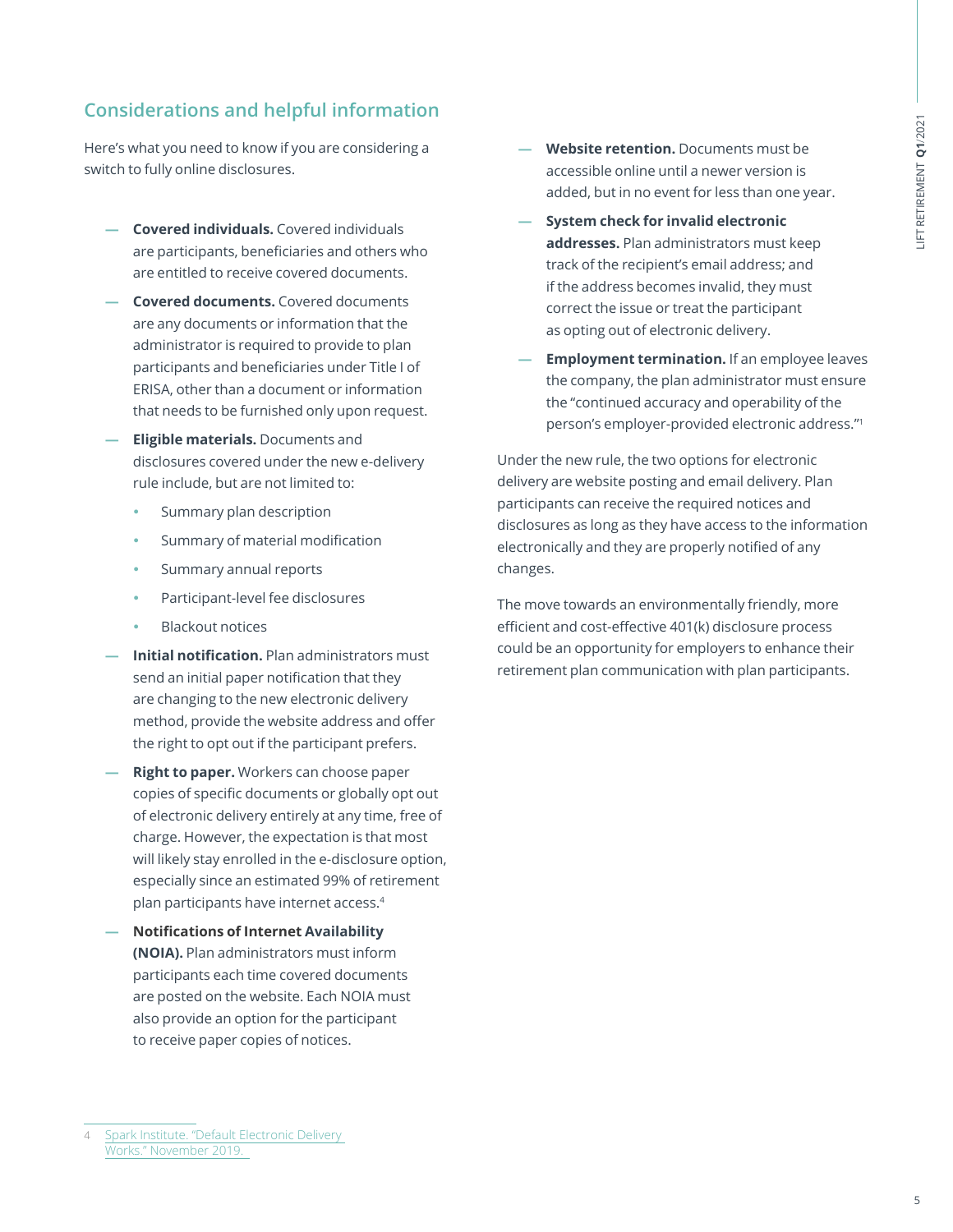## Considerations and helpful information

Here's what you need to know if you are considering a switch to fully online disclosures.

- **Covered individuals.** Covered individuals are participants, beneficiaries and others who are entitled to receive covered documents.
- **Covered documents.** Covered documents are any documents or information that the administrator is required to provide to plan participants and beneficiaries under Title I of ERISA, other than a document or information that needs to be furnished only upon request.
- **Eligible materials.** Documents and disclosures covered under the new e-delivery rule include, but are not limited to:
  - Summary plan description
  - Summary of material modification
  - Summary annual reports
  - Participant-level fee disclosures
  - Blackout notices
- **Initial notification.** Plan administrators must send an initial paper notification that they are changing to the new electronic delivery method, provide the website address and offer the right to opt out if the participant prefers.
- **Right to paper.** Workers can choose paper copies of specific documents or globally opt out of electronic delivery entirely at any time, free of charge. However, the expectation is that most will likely stay enrolled in the e-disclosure option, especially since an estimated 99% of retirement plan participants have internet access.[4]
- **Notifications of Internet Availability (NOIA).** Plan administrators must inform participants each time covered documents are posted on the website. Each NOIA must also provide an option for the participant to receive paper copies of notices.
- **Website retention.** Documents must be accessible online until a newer version is added, but in no event for less than one year.
- **System check for invalid electronic addresses.** Plan administrators must keep track of the recipient's email address; and if the address becomes invalid, they must correct the issue or treat the participant as opting out of electronic delivery.
- **Employment termination.** If an employee leaves the company, the plan administrator must ensure the "continued accuracy and operability of the person's employer-provided electronic address."[1]

Under the new rule, the two options for electronic delivery are website posting and email delivery. Plan participants can receive the required notices and disclosures as long as they have access to the information electronically and they are properly notified of any changes.

The move towards an environmentally friendly, more efficient and cost-effective 401(k) disclosure process could be an opportunity for employers to enhance their retirement plan communication with plan participants.

4 Spark Institute. "Default Electronic Delivery Works." November 2019.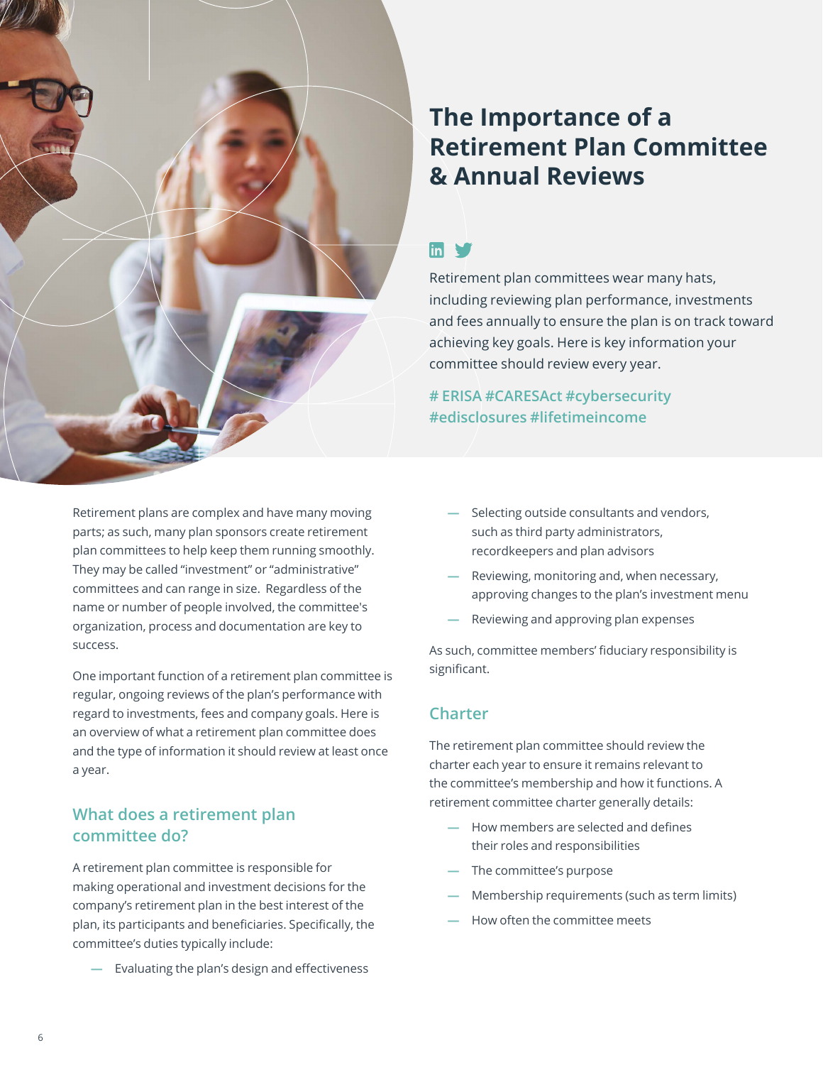# The Importance of a Retirement Plan Committee & Annual Reviews

Retirement plan committees wear many hats, including reviewing plan performance, investments and fees annually to ensure the plan is on track toward achieving key goals. Here is key information your committee should review every year.

# ERISA #CARESAct #cybersecurity #edisclosures #lifetimeincome

Retirement plans are complex and have many moving parts; as such, many plan sponsors create retirement plan committees to help keep them running smoothly. They may be called "investment" or "administrative" committees and can range in size. Regardless of the name or number of people involved, the committee's organization, process and documentation are key to success.

One important function of a retirement plan committee is regular, ongoing reviews of the plan's performance with regard to investments, fees and company goals. Here is an overview of what a retirement plan committee does and the type of information it should review at least once a year.

## What does a retirement plan committee do?

A retirement plan committee is responsible for making operational and investment decisions for the company's retirement plan in the best interest of the plan, its participants and beneficiaries. Specifically, the committee's duties typically include:

- Evaluating the plan's design and effectiveness
- Selecting outside consultants and vendors, such as third party administrators, recordkeepers and plan advisors
- Reviewing, monitoring and, when necessary, approving changes to the plan's investment menu
- Reviewing and approving plan expenses

As such, committee members' fiduciary responsibility is significant.

## Charter

The retirement plan committee should review the charter each year to ensure it remains relevant to the committee's membership and how it functions. A retirement committee charter generally details:

- How members are selected and defines their roles and responsibilities
- The committee's purpose
- Membership requirements (such as term limits)
- How often the committee meets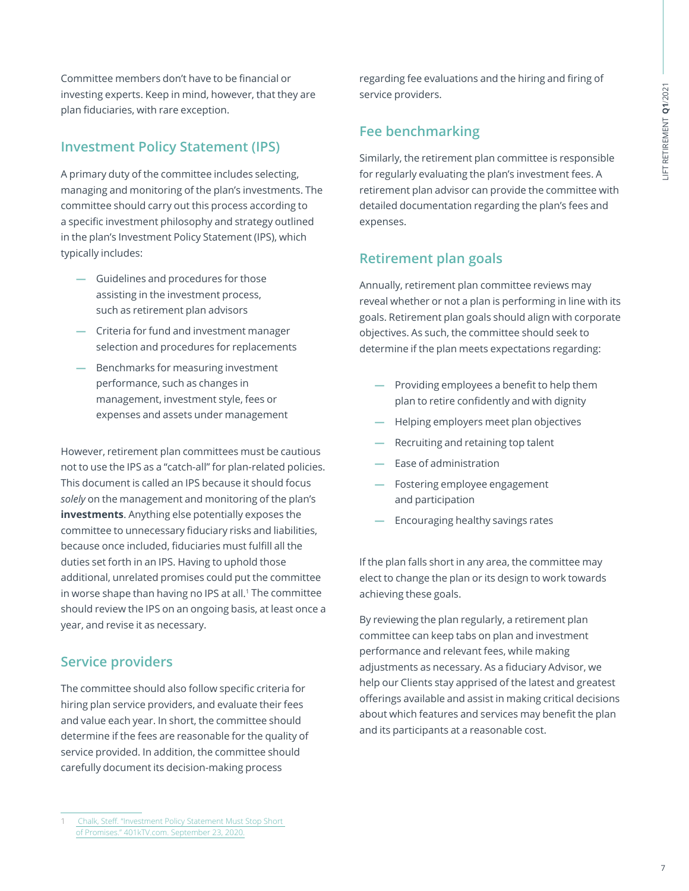Committee members don't have to be financial or investing experts. Keep in mind, however, that they are plan fiduciaries, with rare exception.

## Investment Policy Statement (IPS)

A primary duty of the committee includes selecting, managing and monitoring of the plan's investments. The committee should carry out this process according to a specific investment philosophy and strategy outlined in the plan's Investment Policy Statement (IPS), which typically includes:

- Guidelines and procedures for those assisting in the investment process, such as retirement plan advisors
- Criteria for fund and investment manager selection and procedures for replacements
- Benchmarks for measuring investment performance, such as changes in management, investment style, fees or expenses and assets under management

However, retirement plan committees must be cautious not to use the IPS as a "catch-all" for plan-related policies. This document is called an IPS because it should focus *solely* on the management and monitoring of the plan's **investments**. Anything else potentially exposes the committee to unnecessary fiduciary risks and liabilities, because once included, fiduciaries must fulfill all the duties set forth in an IPS. Having to uphold those additional, unrelated promises could put the committee in worse shape than having no IPS at all.[1] The committee should review the IPS on an ongoing basis, at least once a year, and revise it as necessary.

## Service providers

The committee should also follow specific criteria for hiring plan service providers, and evaluate their fees and value each year. In short, the committee should determine if the fees are reasonable for the quality of service provided. In addition, the committee should carefully document its decision-making process regarding fee evaluations and the hiring and firing of service providers.

## Fee benchmarking

Similarly, the retirement plan committee is responsible for regularly evaluating the plan's investment fees. A retirement plan advisor can provide the committee with detailed documentation regarding the plan's fees and expenses.

## Retirement plan goals

Annually, retirement plan committee reviews may reveal whether or not a plan is performing in line with its goals. Retirement plan goals should align with corporate objectives. As such, the committee should seek to determine if the plan meets expectations regarding:

- Providing employees a benefit to help them plan to retire confidently and with dignity
- Helping employers meet plan objectives
- Recruiting and retaining top talent
- Ease of administration
- Fostering employee engagement and participation
- Encouraging healthy savings rates

If the plan falls short in any area, the committee may elect to change the plan or its design to work towards achieving these goals.

By reviewing the plan regularly, a retirement plan committee can keep tabs on plan and investment performance and relevant fees, while making adjustments as necessary. As a fiduciary Advisor, we help our Clients stay apprised of the latest and greatest offerings available and assist in making critical decisions about which features and services may benefit the plan and its participants at a reasonable cost.

---

1 Chalk, Steff. "Investment Policy Statement Must Stop Short of Promises." 401kTV.com. September 23, 2020.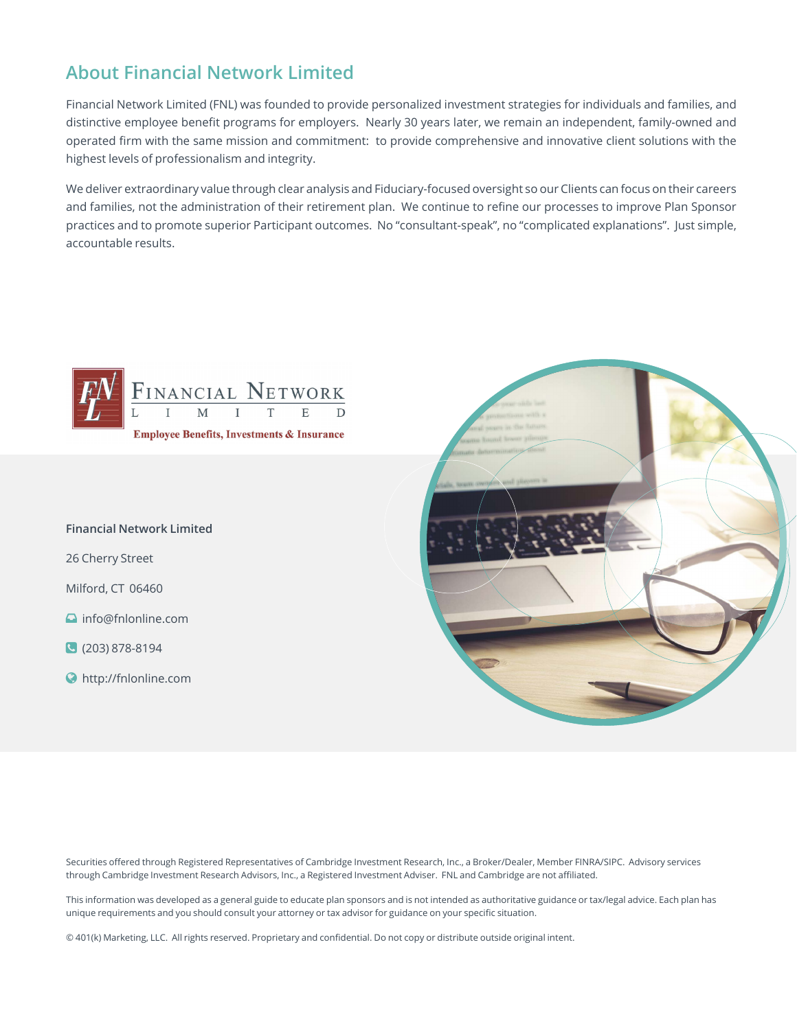## About Financial Network Limited

Financial Network Limited (FNL) was founded to provide personalized investment strategies for individuals and families, and distinctive employee benefit programs for employers. Nearly 30 years later, we remain an independent, family-owned and operated firm with the same mission and commitment: to provide comprehensive and innovative client solutions with the highest levels of professionalism and integrity.

We deliver extraordinary value through clear analysis and Fiduciary-focused oversight so our Clients can focus on their careers and families, not the administration of their retirement plan. We continue to refine our processes to improve Plan Sponsor practices and to promote superior Participant outcomes. No "consultant-speak", no "complicated explanations". Just simple, accountable results.

Financial Network Limited

Employee Benefits, Investments & Insurance

**Financial Network Limited**

26 Cherry Street

Milford, CT 06460

info@fnlonline.com

(203) 878-8194

http://fnlonline.com

Securities offered through Registered Representatives of Cambridge Investment Research, Inc., a Broker/Dealer, Member FINRA/SIPC. Advisory services through Cambridge Investment Research Advisors, Inc., a Registered Investment Adviser. FNL and Cambridge are not affiliated.

This information was developed as a general guide to educate plan sponsors and is not intended as authoritative guidance or tax/legal advice. Each plan has unique requirements and you should consult your attorney or tax advisor for guidance on your specific situation.

© 401(k) Marketing, LLC. All rights reserved. Proprietary and confidential. Do not copy or distribute outside original intent.